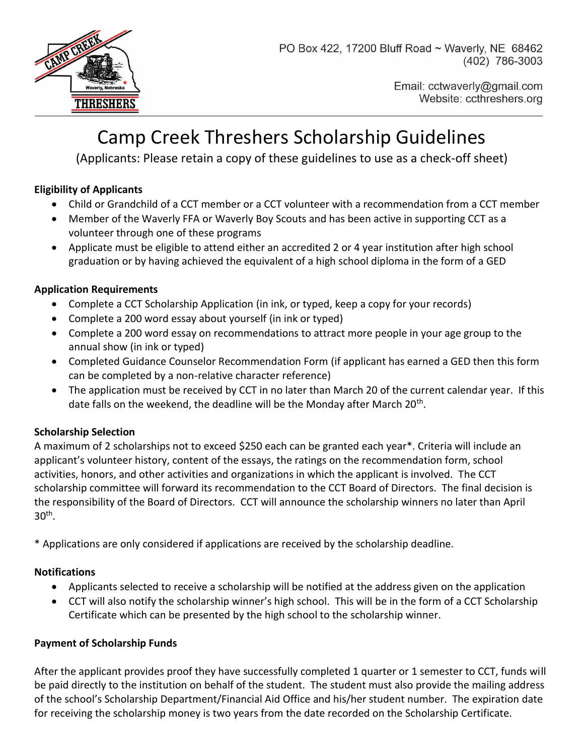PO Box 422, 17200 Bluff Road ~ Waverly, NE 68462
(402) 786-3003

Email: cctwaverly@gmail.com
Website: ccthreshers.org

# Camp Creek Threshers Scholarship Guidelines

(Applicants: Please retain a copy of these guidelines to use as a check-off sheet)

**Eligibility of Applicants**

- Child or Grandchild of a CCT member or a CCT volunteer with a recommendation from a CCT member
- Member of the Waverly FFA or Waverly Boy Scouts and has been active in supporting CCT as a volunteer through one of these programs
- Applicate must be eligible to attend either an accredited 2 or 4 year institution after high school graduation or by having achieved the equivalent of a high school diploma in the form of a GED

**Application Requirements**

- Complete a CCT Scholarship Application (in ink, or typed, keep a copy for your records)
- Complete a 200 word essay about yourself (in ink or typed)
- Complete a 200 word essay on recommendations to attract more people in your age group to the annual show (in ink or typed)
- Completed Guidance Counselor Recommendation Form (if applicant has earned a GED then this form can be completed by a non-relative character reference)
- The application must be received by CCT in no later than March 20 of the current calendar year. If this date falls on the weekend, the deadline will be the Monday after March 20th.

**Scholarship Selection**

A maximum of 2 scholarships not to exceed $250 each can be granted each year*. Criteria will include an applicant's volunteer history, content of the essays, the ratings on the recommendation form, school activities, honors, and other activities and organizations in which the applicant is involved. The CCT scholarship committee will forward its recommendation to the CCT Board of Directors. The final decision is the responsibility of the Board of Directors. CCT will announce the scholarship winners no later than April 30th.

* Applications are only considered if applications are received by the scholarship deadline.

**Notifications**

- Applicants selected to receive a scholarship will be notified at the address given on the application
- CCT will also notify the scholarship winner's high school. This will be in the form of a CCT Scholarship Certificate which can be presented by the high school to the scholarship winner.

**Payment of Scholarship Funds**

After the applicant provides proof they have successfully completed 1 quarter or 1 semester to CCT, funds will be paid directly to the institution on behalf of the student. The student must also provide the mailing address of the school's Scholarship Department/Financial Aid Office and his/her student number. The expiration date for receiving the scholarship money is two years from the date recorded on the Scholarship Certificate.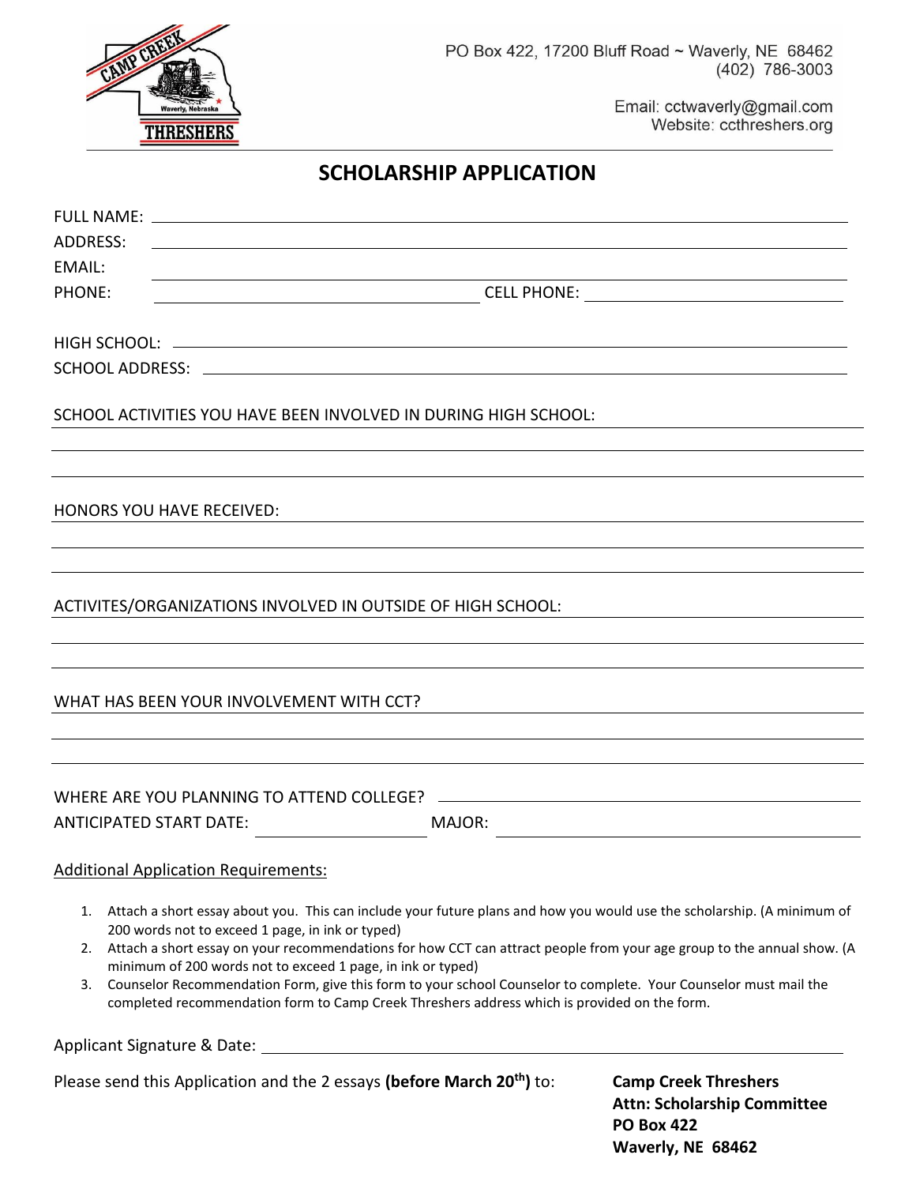PO Box 422, 17200 Bluff Road ~ Waverly, NE 68462
(402) 786-3003

Email: cctwaverly@gmail.com
Website: ccthreshers.org

# SCHOLARSHIP APPLICATION

FULL NAME: ____________________

ADDRESS: ____________________

EMAIL: ____________________

PHONE: ____________________ CELL PHONE: ____________________

HIGH SCHOOL: ____________________

SCHOOL ADDRESS: ____________________

SCHOOL ACTIVITIES YOU HAVE BEEN INVOLVED IN DURING HIGH SCHOOL: ____________________

HONORS YOU HAVE RECEIVED: ____________________

ACTIVITES/ORGANIZATIONS INVOLVED IN OUTSIDE OF HIGH SCHOOL: ____________________

WHAT HAS BEEN YOUR INVOLVEMENT WITH CCT? ____________________

WHERE ARE YOU PLANNING TO ATTEND COLLEGE? ____________________

ANTICIPATED START DATE: ____________________ MAJOR: ____________________

Additional Application Requirements:

1. Attach a short essay about you. This can include your future plans and how you would use the scholarship. (A minimum of 200 words not to exceed 1 page, in ink or typed)
2. Attach a short essay on your recommendations for how CCT can attract people from your age group to the annual show. (A minimum of 200 words not to exceed 1 page, in ink or typed)
3. Counselor Recommendation Form, give this form to your school Counselor to complete. Your Counselor must mail the completed recommendation form to Camp Creek Threshers address which is provided on the form.

Applicant Signature & Date: ____________________

Please send this Application and the 2 essays **(before March 20th)** to:

**Camp Creek Threshers**
**Attn: Scholarship Committee**
**PO Box 422**
**Waverly, NE 68462**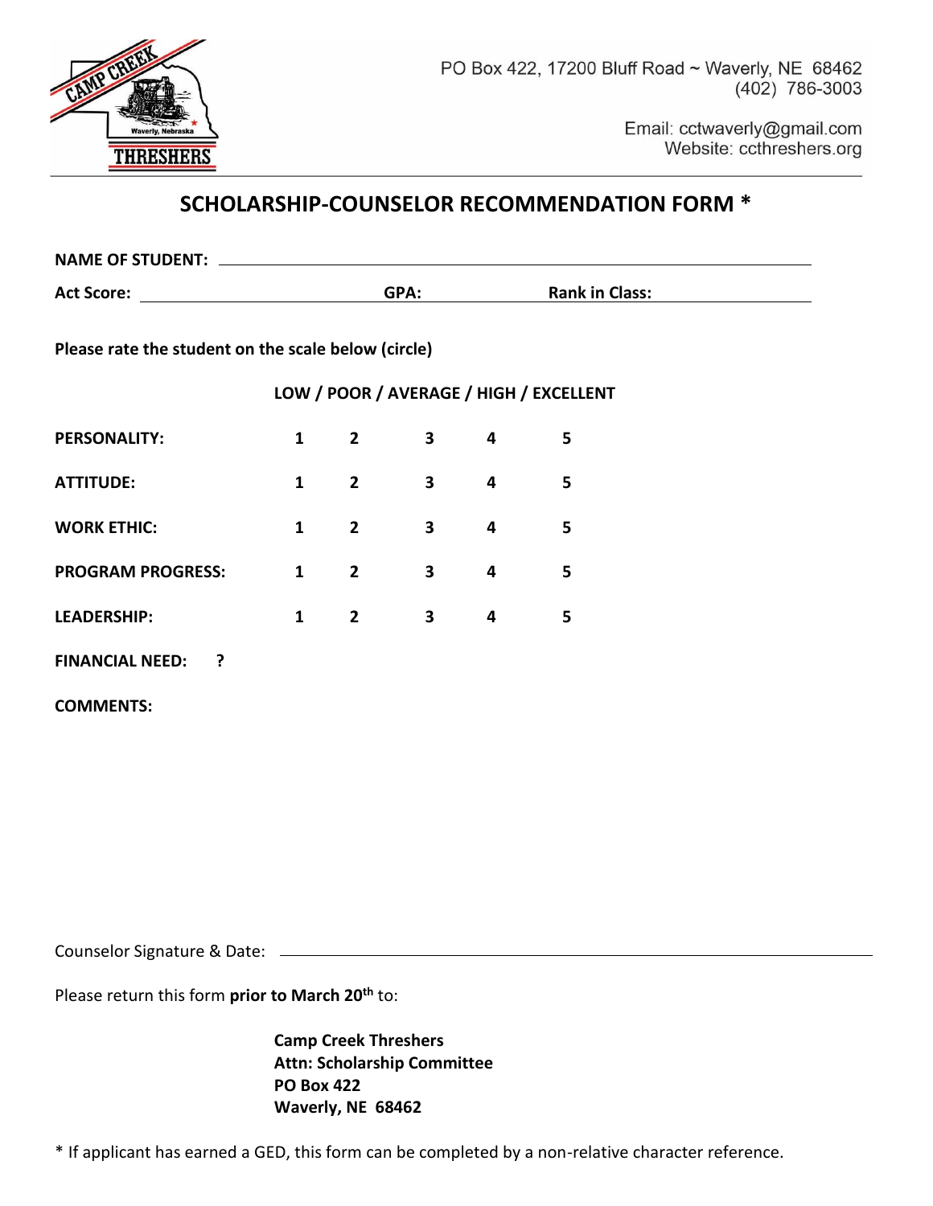PO Box 422, 17200 Bluff Road ~ Waverly, NE 68462
(402) 786-3003

Email: cctwaverly@gmail.com
Website: ccthreshers.org

# SCHOLARSHIP-COUNSELOR RECOMMENDATION FORM *

**NAME OF STUDENT:** ______________________________

**Act Score:** ______________ **GPA:** ______________ **Rank in Class:** ______________

**Please rate the student on the scale below (circle)**

| | LOW | POOR | AVERAGE | HIGH | EXCELLENT |
|---|---|---|---|---|---|
| **PERSONALITY:** | **1** | **2** | **3** | **4** | **5** |
| **ATTITUDE:** | **1** | **2** | **3** | **4** | **5** |
| **WORK ETHIC:** | **1** | **2** | **3** | **4** | **5** |
| **PROGRAM PROGRESS:** | **1** | **2** | **3** | **4** | **5** |
| **LEADERSHIP:** | **1** | **2** | **3** | **4** | **5** |

**FINANCIAL NEED: ?**

**COMMENTS:**

Counselor Signature & Date: ______________________________

Please return this form **prior to March 20th** to:

**Camp Creek Threshers**
**Attn: Scholarship Committee**
**PO Box 422**
**Waverly, NE 68462**

* If applicant has earned a GED, this form can be completed by a non-relative character reference.